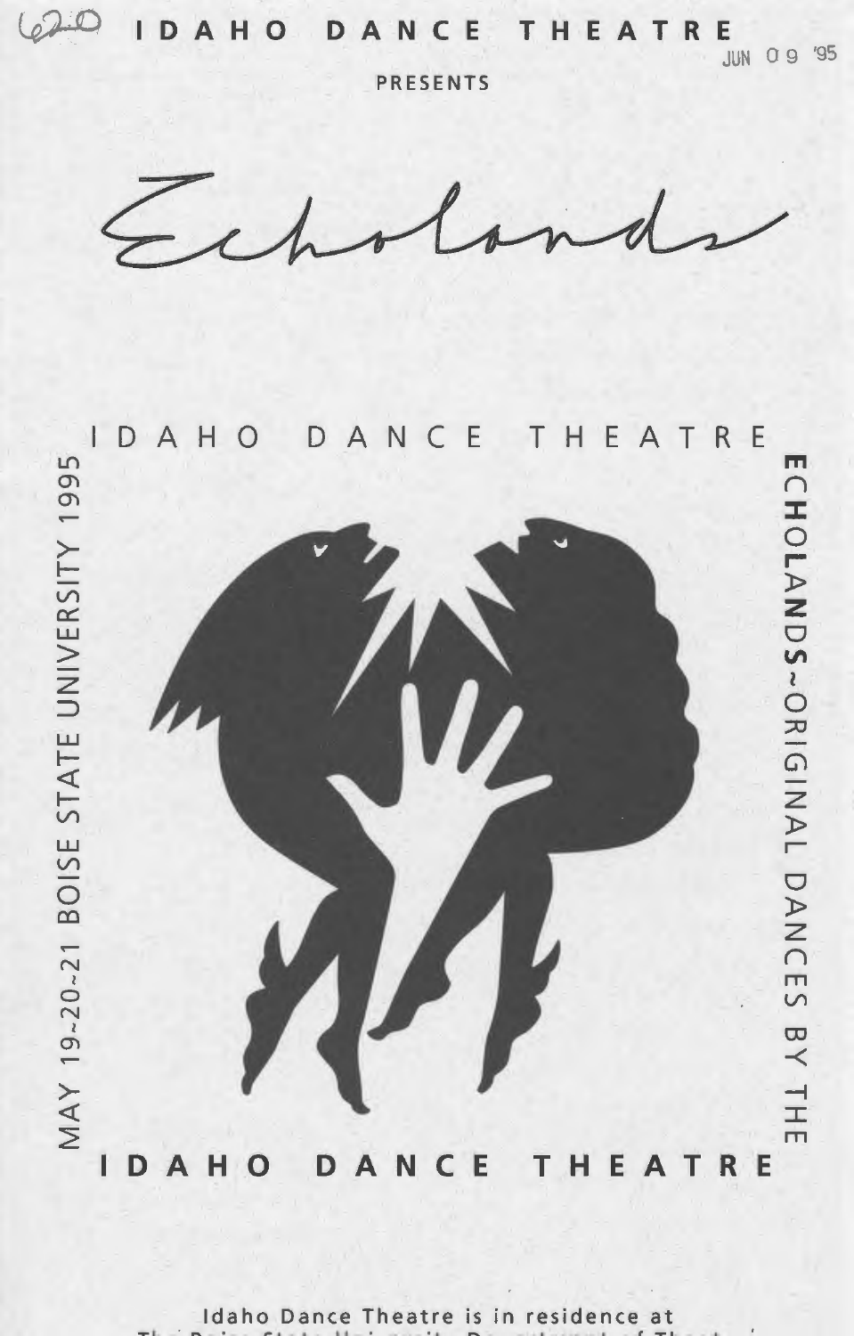# IDAHO DANCE THEATRE

PRESENTS

*Echolands*

IDAHO DANCE THEATRE

MAY 19~20~21 BOISE STATE UNIVERSITY 1995

ECHOLANDS~ORIGINAL DANCES BY THE

IDAHO DANCE THEATRE

Idaho Dance Theatre is in residence at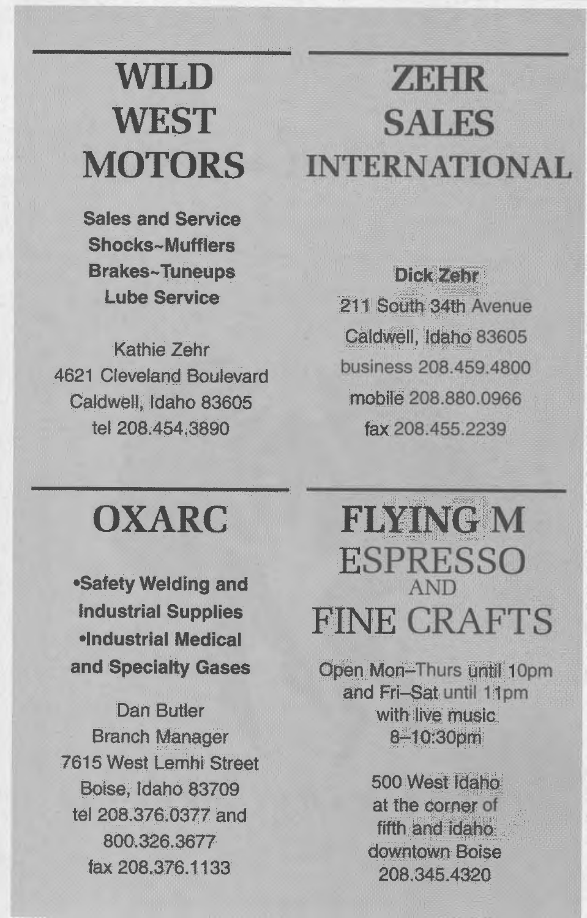## WILD WEST MOTORS

**Sales and Service**
**Shocks~Mufflers**
**Brakes~Tuneups**
**Lube Service**

Kathie Zehr
4621 Cleveland Boulevard
Caldwell, Idaho 83605
tel 208.454.3890

## ZEHR SALES INTERNATIONAL

**Dick Zehr**
211 South 34th Avenue
Caldwell, Idaho 83605
business 208.459.4800
mobile 208.880.0966
fax 208.455.2239

## OXARC

**•Safety Welding and Industrial Supplies**
**•Industrial Medical and Specialty Gases**

Dan Butler
Branch Manager
7615 West Lemhi Street
Boise, Idaho 83709
tel 208.376.0377 and
800.326.3677
fax 208.376.1133

## FLYING M ESPRESSO AND FINE CRAFTS

Open Mon–Thurs until 10pm
and Fri–Sat until 11pm
with live music
8–10:30pm

500 West Idaho
at the corner of
fifth and idaho
downtown Boise
208.345.4320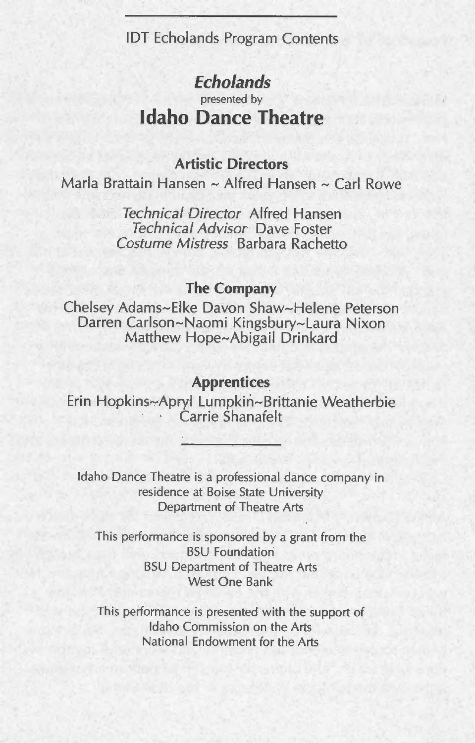IDT Echolands Program Contents

# *Echolands*

presented by

# Idaho Dance Theatre

### Artistic Directors

Marla Brattain Hansen ~ Alfred Hansen ~ Carl Rowe

*Technical Director* Alfred Hansen
*Technical Advisor* Dave Foster
*Costume Mistress* Barbara Rachetto

### The Company

Chelsey Adams~Elke Davon Shaw~Helene Peterson
Darren Carlson~Naomi Kingsbury~Laura Nixon
Matthew Hope~Abigail Drinkard

### Apprentices

Erin Hopkins~Apryl Lumpkin~Brittanie Weatherbie
Carrie Shanafelt

---

Idaho Dance Theatre is a professional dance company in residence at Boise State University Department of Theatre Arts

This performance is sponsored by a grant from the
BSU Foundation
BSU Department of Theatre Arts
West One Bank

This performance is presented with the support of
Idaho Commission on the Arts
National Endowment for the Arts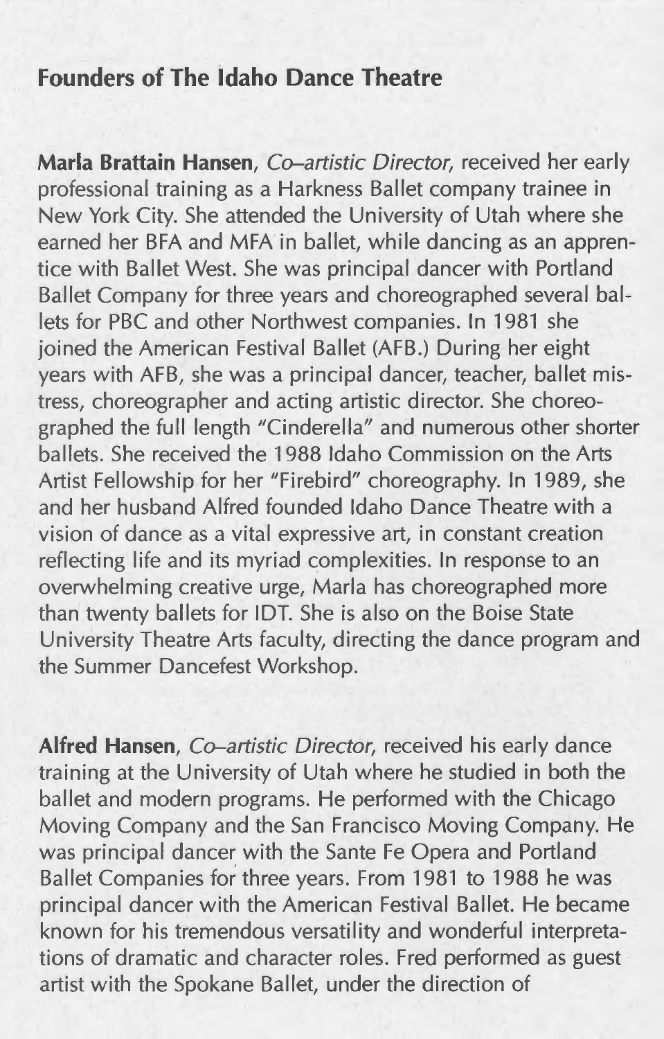## Founders of The Idaho Dance Theatre

**Marla Brattain Hansen**, *Co–artistic Director,* received her early professional training as a Harkness Ballet company trainee in New York City. She attended the University of Utah where she earned her BFA and MFA in ballet, while dancing as an apprentice with Ballet West. She was principal dancer with Portland Ballet Company for three years and choreographed several ballets for PBC and other Northwest companies. In 1981 she joined the American Festival Ballet (AFB.) During her eight years with AFB, she was a principal dancer, teacher, ballet mistress, choreographer and acting artistic director. She choreographed the full length "Cinderella" and numerous other shorter ballets. She received the 1988 Idaho Commission on the Arts Artist Fellowship for her "Firebird" choreography. In 1989, she and her husband Alfred founded Idaho Dance Theatre with a vision of dance as a vital expressive art, in constant creation reflecting life and its myriad complexities. In response to an overwhelming creative urge, Marla has choreographed more than twenty ballets for IDT. She is also on the Boise State University Theatre Arts faculty, directing the dance program and the Summer Dancefest Workshop.

**Alfred Hansen**, *Co–artistic Director,* received his early dance training at the University of Utah where he studied in both the ballet and modern programs. He performed with the Chicago Moving Company and the San Francisco Moving Company. He was principal dancer with the Sante Fe Opera and Portland Ballet Companies for three years. From 1981 to 1988 he was principal dancer with the American Festival Ballet. He became known for his tremendous versatility and wonderful interpretations of dramatic and character roles. Fred performed as guest artist with the Spokane Ballet, under the direction of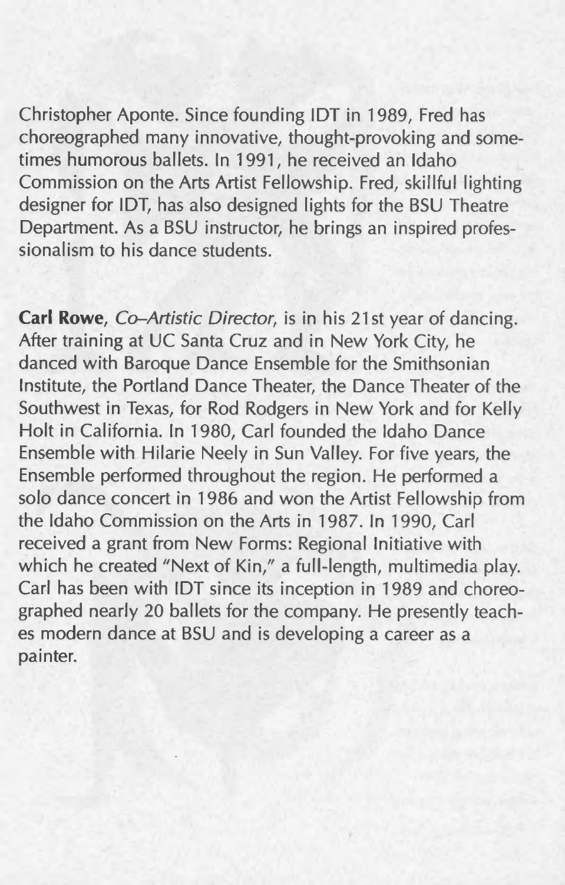Christopher Aponte. Since founding IDT in 1989, Fred has choreographed many innovative, thought-provoking and sometimes humorous ballets. In 1991, he received an Idaho Commission on the Arts Artist Fellowship. Fred, skillful lighting designer for IDT, has also designed lights for the BSU Theatre Department. As a BSU instructor, he brings an inspired professionalism to his dance students.

**Carl Rowe**, *Co–Artistic Director*, is in his 21st year of dancing. After training at UC Santa Cruz and in New York City, he danced with Baroque Dance Ensemble for the Smithsonian Institute, the Portland Dance Theater, the Dance Theater of the Southwest in Texas, for Rod Rodgers in New York and for Kelly Holt in California. In 1980, Carl founded the Idaho Dance Ensemble with Hilarie Neely in Sun Valley. For five years, the Ensemble performed throughout the region. He performed a solo dance concert in 1986 and won the Artist Fellowship from the Idaho Commission on the Arts in 1987. In 1990, Carl received a grant from New Forms: Regional Initiative with which he created "Next of Kin," a full-length, multimedia play. Carl has been with IDT since its inception in 1989 and choreographed nearly 20 ballets for the company. He presently teaches modern dance at BSU and is developing a career as a painter.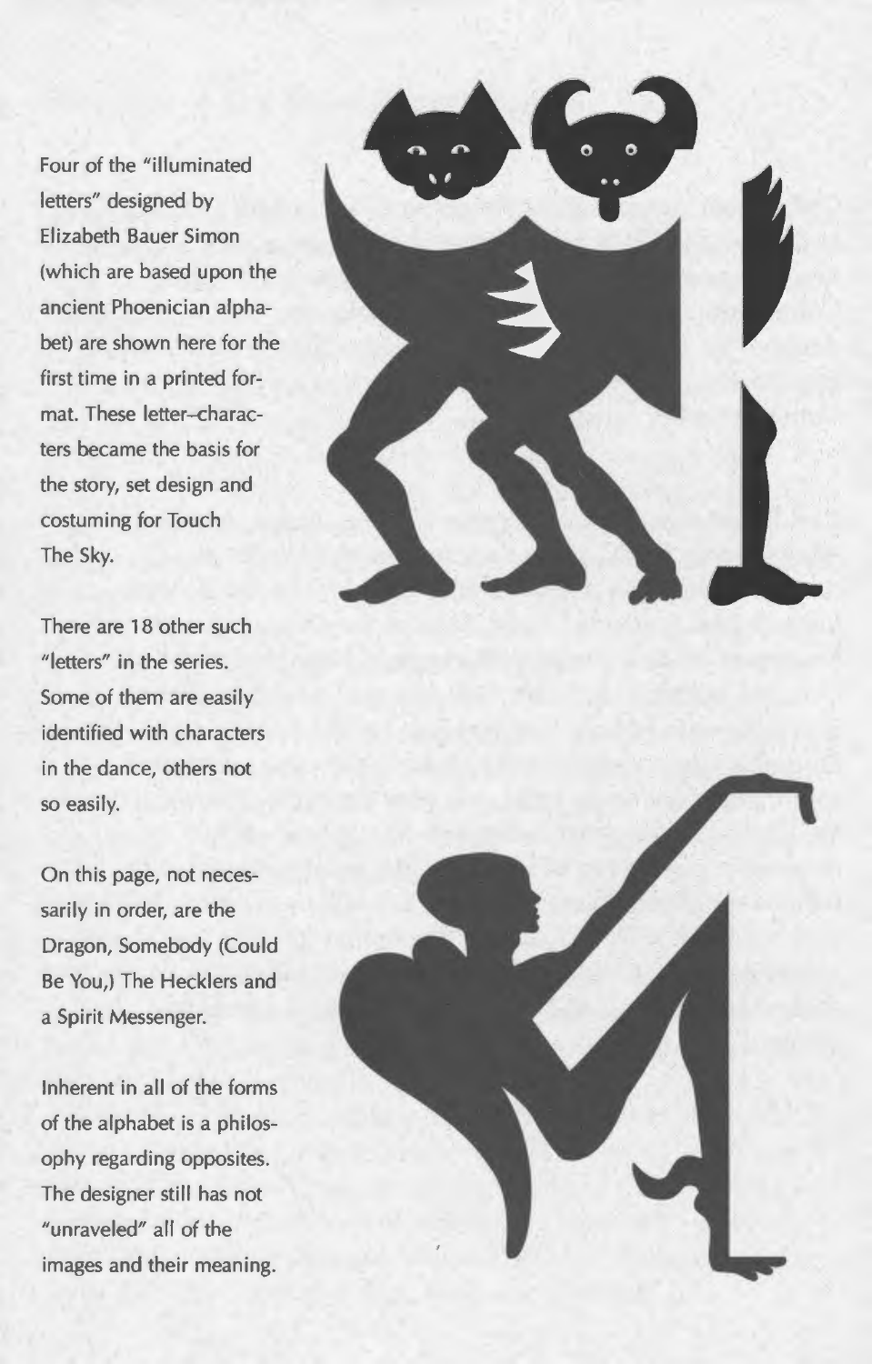Four of the "illuminated letters" designed by Elizabeth Bauer Simon (which are based upon the ancient Phoenician alphabet) are shown here for the first time in a printed format. These letter–characters became the basis for the story, set design and costuming for Touch The Sky.

There are 18 other such "letters" in the series. Some of them are easily identified with characters in the dance, others not so easily.

On this page, not necessarily in order, are the Dragon, Somebody (Could Be You,) The Hecklers and a Spirit Messenger.

Inherent in all of the forms of the alphabet is a philosophy regarding opposites. The designer still has not "unraveled" all of the images and their meaning.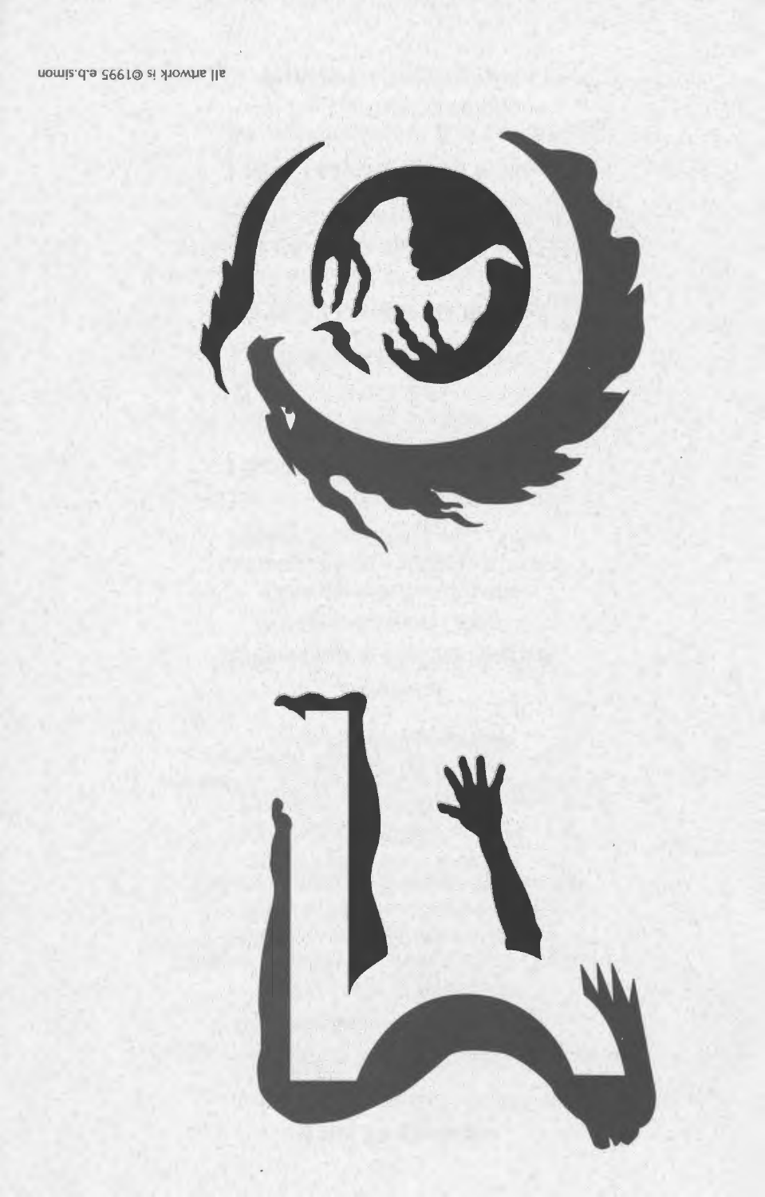all artwork is ©1995 e.b.simon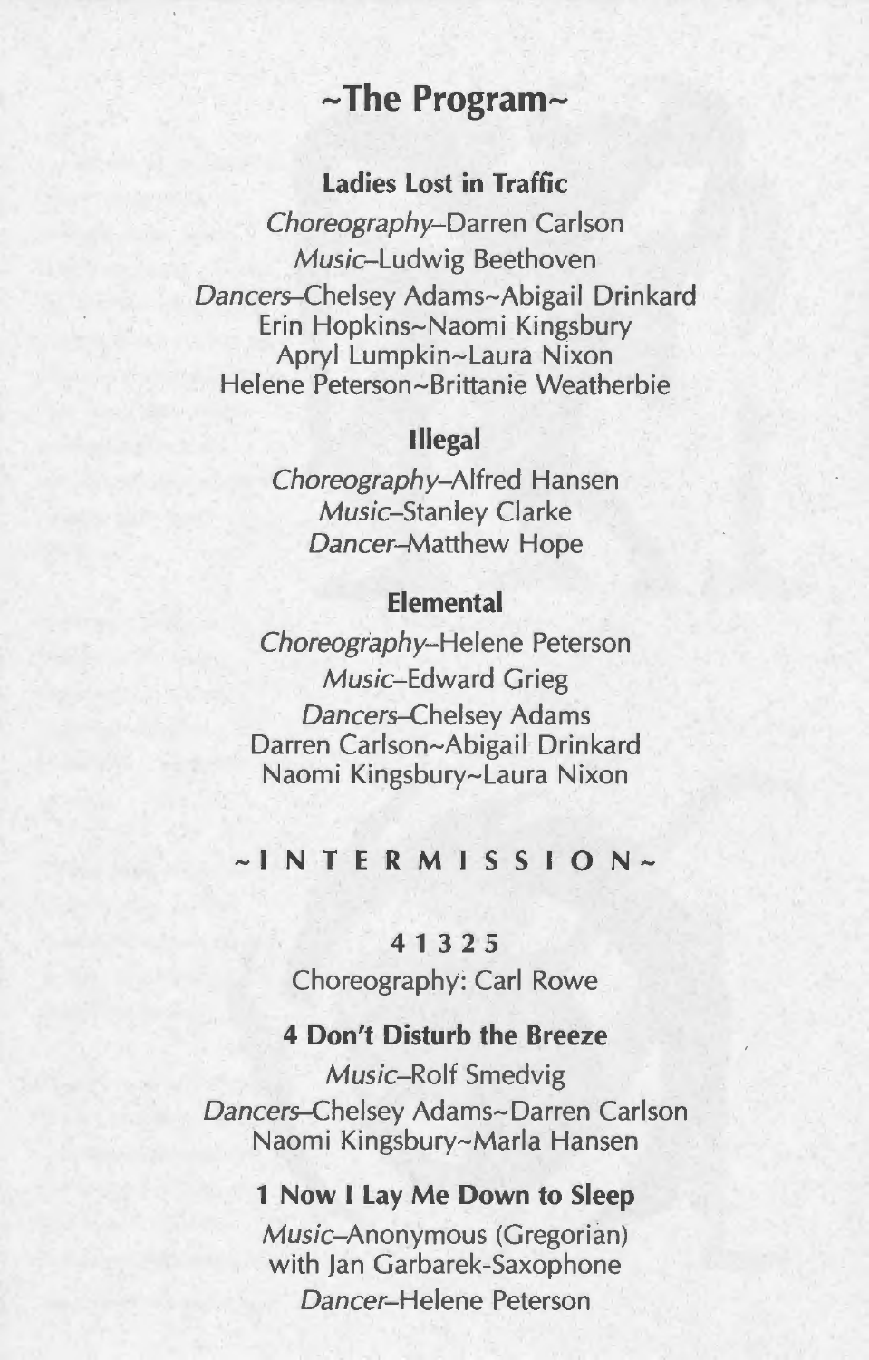# ~The Program~

### Ladies Lost in Traffic

*Choreography*–Darren Carlson
*Music*–Ludwig Beethoven
*Dancers*–Chelsey Adams~Abigail Drinkard
Erin Hopkins~Naomi Kingsbury
Apryl Lumpkin~Laura Nixon
Helene Peterson~Brittanie Weatherbie

### Illegal

*Choreography*–Alfred Hansen
*Music*–Stanley Clarke
*Dancer*–Matthew Hope

### Elemental

*Choreography*–Helene Peterson
*Music*–Edward Grieg
*Dancers*–Chelsey Adams
Darren Carlson~Abigail Drinkard
Naomi Kingsbury~Laura Nixon

**~I N T E R M I S S I O N~**

### 4 1 3 2 5

Choreography: Carl Rowe

### 4 Don't Disturb the Breeze

*Music*–Rolf Smedvig
*Dancers*–Chelsey Adams~Darren Carlson
Naomi Kingsbury~Marla Hansen

### 1 Now I Lay Me Down to Sleep

*Music*–Anonymous (Gregorian)
with Jan Garbarek-Saxophone
*Dancer*–Helene Peterson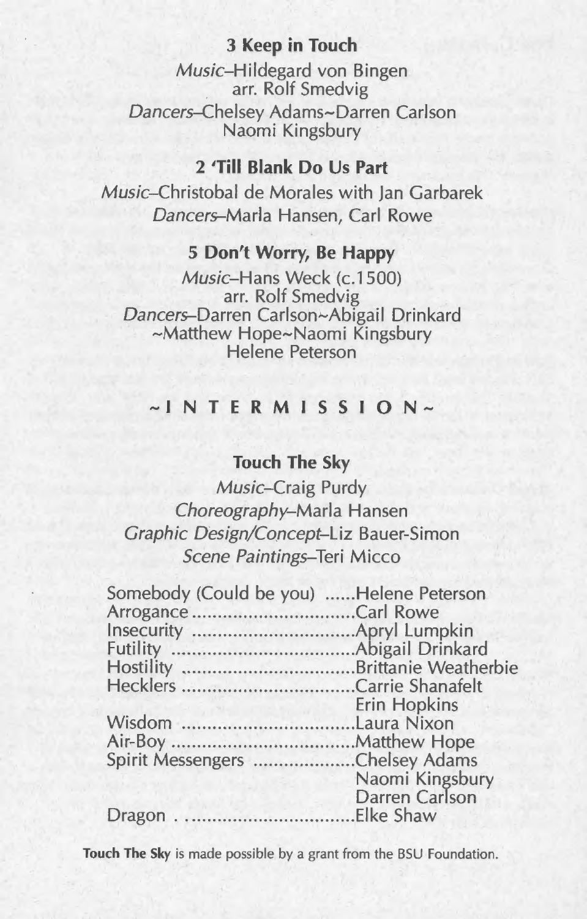### 3 Keep in Touch

*Music*–Hildegard von Bingen
arr. Rolf Smedvig
*Dancers*–Chelsey Adams~Darren Carlson
Naomi Kingsbury

### 2 'Till Blank Do Us Part

*Music*–Christobal de Morales with Jan Garbarek
*Dancers*–Marla Hansen, Carl Rowe

### 5 Don't Worry, Be Happy

*Music*–Hans Weck (c.1500)
arr. Rolf Smedvig
*Dancers*–Darren Carlson~Abigail Drinkard
~Matthew Hope~Naomi Kingsbury
Helene Peterson

~I N T E R M I S S I O N~

### Touch The Sky

*Music*–Craig Purdy
*Choreography*–Marla Hansen
*Graphic Design/Concept*–Liz Bauer-Simon
*Scene Paintings*–Teri Micco

Somebody (Could be you) ......Helene Peterson
Arrogance ................................Carl Rowe
Insecurity ................................Apryl Lumpkin
Futility ....................................Abigail Drinkard
Hostility ..................................Brittanie Weatherbie
Hecklers ..................................Carrie Shanafelt
Erin Hopkins
Wisdom ...................................Laura Nixon
Air-Boy ....................................Matthew Hope
Spirit Messengers ....................Chelsey Adams
Naomi Kingsbury
Darren Carlson
Dragon . ..................................Elke Shaw

**Touch The Sky** is made possible by a grant from the BSU Foundation.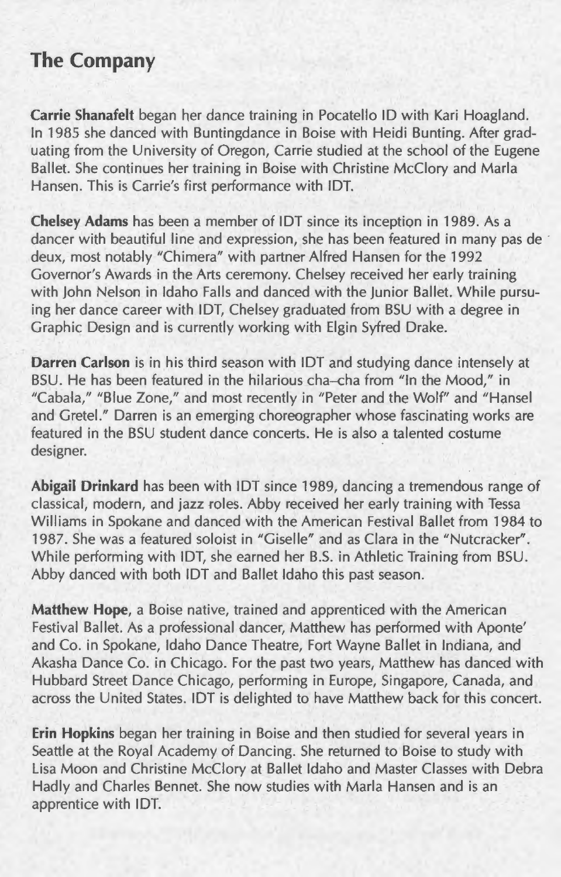## The Company

**Carrie Shanafelt** began her dance training in Pocatello ID with Kari Hoagland. In 1985 she danced with Buntingdance in Boise with Heidi Bunting. After graduating from the University of Oregon, Carrie studied at the school of the Eugene Ballet. She continues her training in Boise with Christine McClory and Marla Hansen. This is Carrie's first performance with IDT.

**Chelsey Adams** has been a member of IDT since its inception in 1989. As a dancer with beautiful line and expression, she has been featured in many pas de deux, most notably "Chimera" with partner Alfred Hansen for the 1992 Governor's Awards in the Arts ceremony. Chelsey received her early training with John Nelson in Idaho Falls and danced with the Junior Ballet. While pursuing her dance career with IDT, Chelsey graduated from BSU with a degree in Graphic Design and is currently working with Elgin Syfred Drake.

**Darren Carlson** is in his third season with IDT and studying dance intensely at BSU. He has been featured in the hilarious cha-cha from "In the Mood," in "Cabala," "Blue Zone," and most recently in "Peter and the Wolf" and "Hansel and Gretel." Darren is an emerging choreographer whose fascinating works are featured in the BSU student dance concerts. He is also a talented costume designer.

**Abigail Drinkard** has been with IDT since 1989, dancing a tremendous range of classical, modern, and jazz roles. Abby received her early training with Tessa Williams in Spokane and danced with the American Festival Ballet from 1984 to 1987. She was a featured soloist in "Giselle" and as Clara in the "Nutcracker". While performing with IDT, she earned her B.S. in Athletic Training from BSU. Abby danced with both IDT and Ballet Idaho this past season.

**Matthew Hope**, a Boise native, trained and apprenticed with the American Festival Ballet. As a professional dancer, Matthew has performed with Aponte' and Co. in Spokane, Idaho Dance Theatre, Fort Wayne Ballet in Indiana, and Akasha Dance Co. in Chicago. For the past two years, Matthew has danced with Hubbard Street Dance Chicago, performing in Europe, Singapore, Canada, and across the United States. IDT is delighted to have Matthew back for this concert.

**Erin Hopkins** began her training in Boise and then studied for several years in Seattle at the Royal Academy of Dancing. She returned to Boise to study with Lisa Moon and Christine McClory at Ballet Idaho and Master Classes with Debra Hadly and Charles Bennet. She now studies with Marla Hansen and is an apprentice with IDT.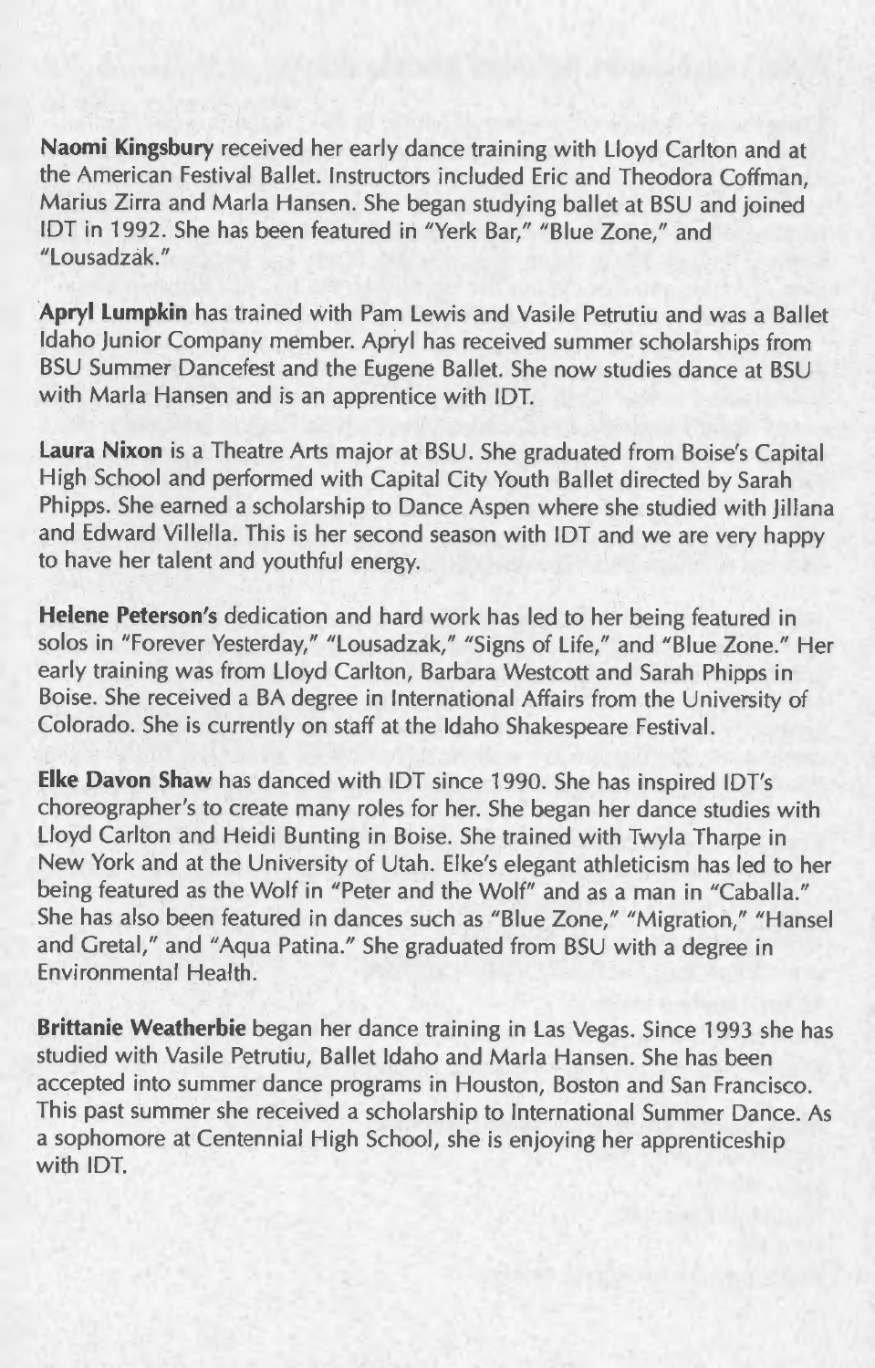**Naomi Kingsbury** received her early dance training with Lloyd Carlton and at the American Festival Ballet. Instructors included Eric and Theodora Coffman, Marius Zirra and Marla Hansen. She began studying ballet at BSU and joined IDT in 1992. She has been featured in "Yerk Bar," "Blue Zone," and "Lousadzak."

**Apryl Lumpkin** has trained with Pam Lewis and Vasile Petrutiu and was a Ballet Idaho Junior Company member. Apryl has received summer scholarships from BSU Summer Dancefest and the Eugene Ballet. She now studies dance at BSU with Marla Hansen and is an apprentice with IDT.

**Laura Nixon** is a Theatre Arts major at BSU. She graduated from Boise's Capital High School and performed with Capital City Youth Ballet directed by Sarah Phipps. She earned a scholarship to Dance Aspen where she studied with Jillana and Edward Villella. This is her second season with IDT and we are very happy to have her talent and youthful energy.

**Helene Peterson's** dedication and hard work has led to her being featured in solos in "Forever Yesterday," "Lousadzak," "Signs of Life," and "Blue Zone." Her early training was from Lloyd Carlton, Barbara Westcott and Sarah Phipps in Boise. She received a BA degree in International Affairs from the University of Colorado. She is currently on staff at the Idaho Shakespeare Festival.

**Elke Davon Shaw** has danced with IDT since 1990. She has inspired IDT's choreographer's to create many roles for her. She began her dance studies with Lloyd Carlton and Heidi Bunting in Boise. She trained with Twyla Tharpe in New York and at the University of Utah. Elke's elegant athleticism has led to her being featured as the Wolf in "Peter and the Wolf" and as a man in "Caballa." She has also been featured in dances such as "Blue Zone," "Migration," "Hansel and Gretal," and "Aqua Patina." She graduated from BSU with a degree in Environmental Health.

**Brittanie Weatherbie** began her dance training in Las Vegas. Since 1993 she has studied with Vasile Petrutiu, Ballet Idaho and Marla Hansen. She has been accepted into summer dance programs in Houston, Boston and San Francisco. This past summer she received a scholarship to International Summer Dance. As a sophomore at Centennial High School, she is enjoying her apprenticeship with IDT.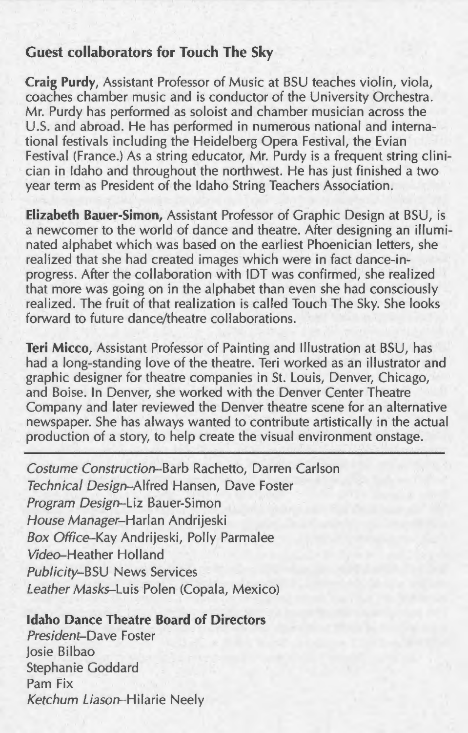## Guest collaborators for Touch The Sky

**Craig Purdy**, Assistant Professor of Music at BSU teaches violin, viola, coaches chamber music and is conductor of the University Orchestra. Mr. Purdy has performed as soloist and chamber musician across the U.S. and abroad. He has performed in numerous national and international festivals including the Heidelberg Opera Festival, the Evian Festival (France.) As a string educator, Mr. Purdy is a frequent string clinician in Idaho and throughout the northwest. He has just finished a two year term as President of the Idaho String Teachers Association.

**Elizabeth Bauer-Simon,** Assistant Professor of Graphic Design at BSU, is a newcomer to the world of dance and theatre. After designing an illuminated alphabet which was based on the earliest Phoenician letters, she realized that she had created images which were in fact dance-in-progress. After the collaboration with IDT was confirmed, she realized that more was going on in the alphabet than even she had consciously realized. The fruit of that realization is called Touch The Sky. She looks forward to future dance/theatre collaborations.

**Teri Micco**, Assistant Professor of Painting and Illustration at BSU, has had a long-standing love of the theatre. Teri worked as an illustrator and graphic designer for theatre companies in St. Louis, Denver, Chicago, and Boise. In Denver, she worked with the Denver Center Theatre Company and later reviewed the Denver theatre scene for an alternative newspaper. She has always wanted to contribute artistically in the actual production of a story, to help create the visual environment onstage.

---

*Costume Construction*–Barb Rachetto, Darren Carlson
*Technical Design*–Alfred Hansen, Dave Foster
*Program Design*–Liz Bauer-Simon
*House Manager*–Harlan Andrijeski
*Box Office*–Kay Andrijeski, Polly Parmalee
*Video*–Heather Holland
*Publicity*–BSU News Services
*Leather Masks*–Luis Polen (Copala, Mexico)

**Idaho Dance Theatre Board of Directors**
*President*–Dave Foster
Josie Bilbao
Stephanie Goddard
Pam Fix
*Ketchum Liason*–Hilarie Neely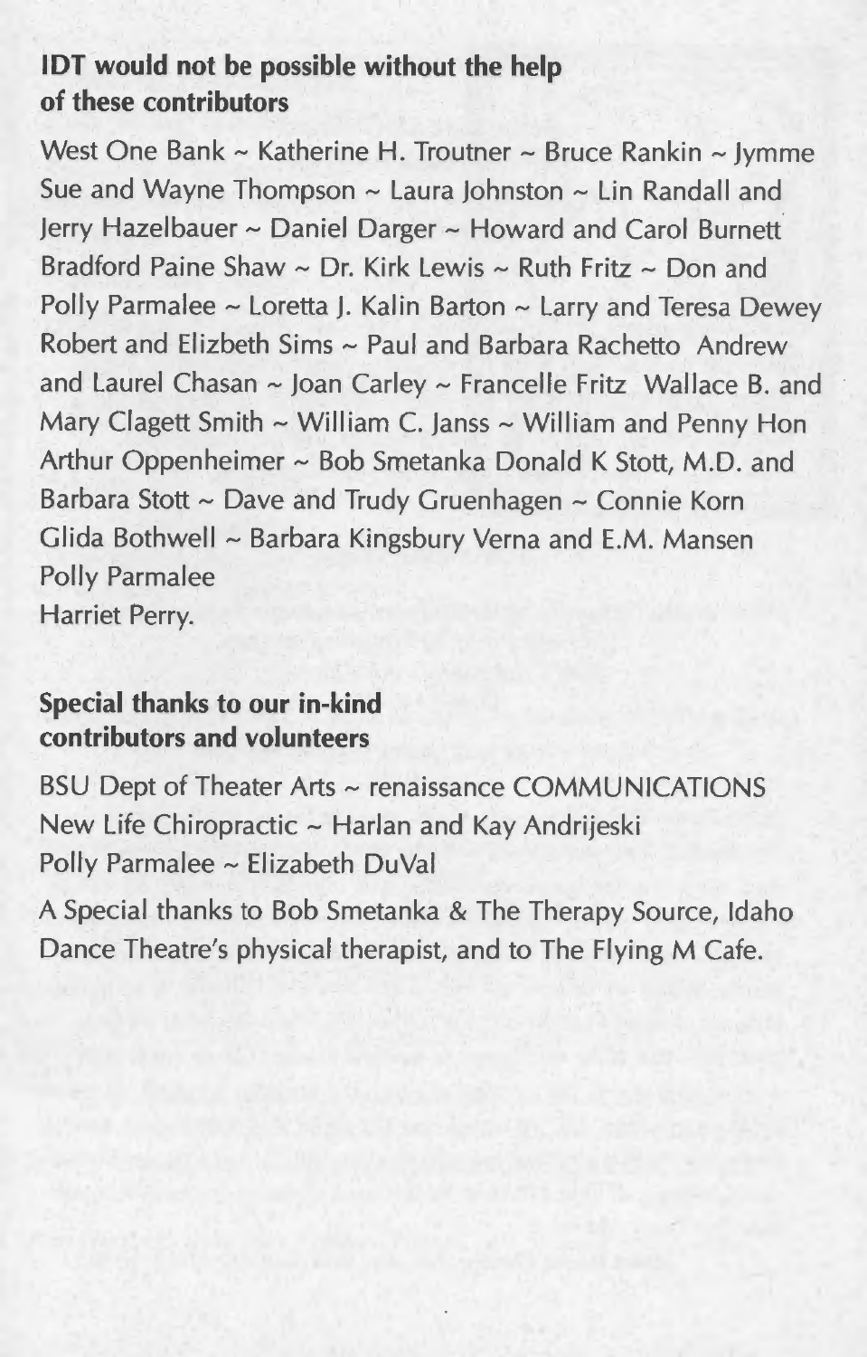**IDT would not be possible without the help of these contributors**

West One Bank ~ Katherine H. Troutner ~ Bruce Rankin ~ Jymme Sue and Wayne Thompson ~ Laura Johnston ~ Lin Randall and Jerry Hazelbauer ~ Daniel Darger ~ Howard and Carol Burnett Bradford Paine Shaw ~ Dr. Kirk Lewis ~ Ruth Fritz ~ Don and Polly Parmalee ~ Loretta J. Kalin Barton ~ Larry and Teresa Dewey Robert and Elizbeth Sims ~ Paul and Barbara Rachetto Andrew and Laurel Chasan ~ Joan Carley ~ Francelle Fritz Wallace B. and Mary Clagett Smith ~ William C. Janss ~ William and Penny Hon Arthur Oppenheimer ~ Bob Smetanka Donald K Stott, M.D. and Barbara Stott ~ Dave and Trudy Gruenhagen ~ Connie Korn Glida Bothwell ~ Barbara Kingsbury Verna and E.M. Mansen Polly Parmalee
Harriet Perry.

**Special thanks to our in-kind contributors and volunteers**

BSU Dept of Theater Arts ~ renaissance COMMUNICATIONS New Life Chiropractic ~ Harlan and Kay Andrijeski Polly Parmalee ~ Elizabeth DuVal

A Special thanks to Bob Smetanka & The Therapy Source, Idaho Dance Theatre's physical therapist, and to The Flying M Cafe.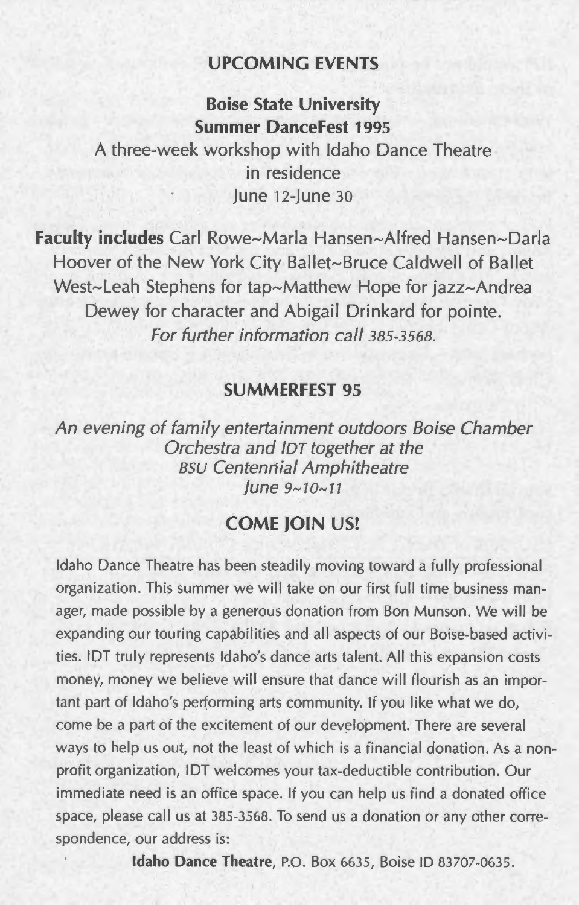## UPCOMING EVENTS

### Boise State University
### Summer DanceFest 1995

A three-week workshop with Idaho Dance Theatre in residence
June 12-June 30

**Faculty includes** Carl Rowe~Marla Hansen~Alfred Hansen~Darla Hoover of the New York City Ballet~Bruce Caldwell of Ballet West~Leah Stephens for tap~Matthew Hope for jazz~Andrea Dewey for character and Abigail Drinkard for pointe.
*For further information call 385-3568.*

## SUMMERFEST 95

*An evening of family entertainment outdoors Boise Chamber Orchestra and IDT together at the BSU Centennial Amphitheatre*
*June 9~10~11*

## COME JOIN US!

Idaho Dance Theatre has been steadily moving toward a fully professional organization. This summer we will take on our first full time business manager, made possible by a generous donation from Bon Munson. We will be expanding our touring capabilities and all aspects of our Boise-based activities. IDT truly represents Idaho's dance arts talent. All this expansion costs money, money we believe will ensure that dance will flourish as an important part of Idaho's performing arts community. If you like what we do, come be a part of the excitement of our development. There are several ways to help us out, not the least of which is a financial donation. As a non-profit organization, IDT welcomes your tax-deductible contribution. Our immediate need is an office space. If you can help us find a donated office space, please call us at 385-3568. To send us a donation or any other correspondence, our address is:

**Idaho Dance Theatre**, P.O. Box 6635, Boise ID 83707-0635.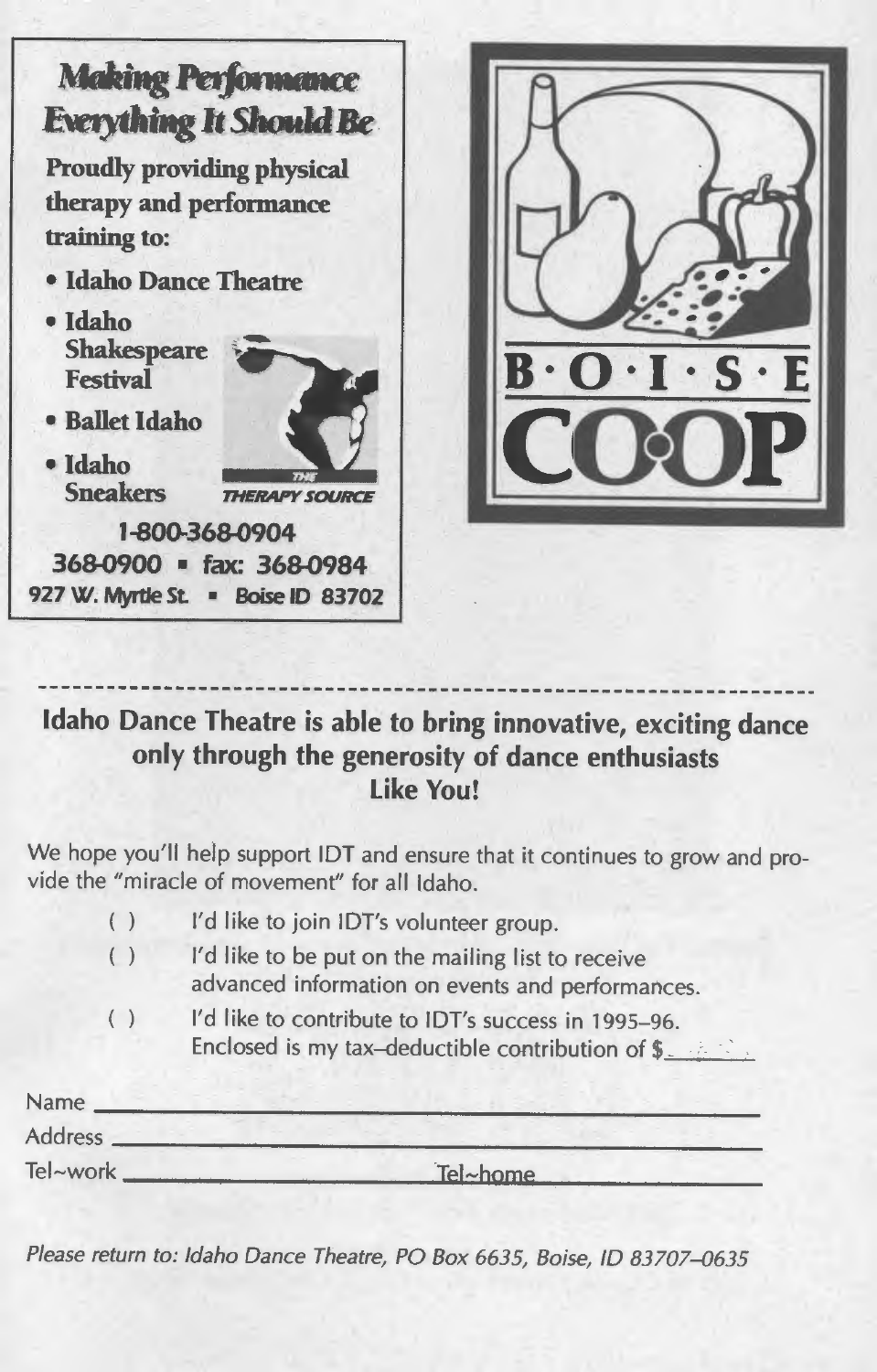## *Making Performance Everything It Should Be*

**Proudly providing physical therapy and performance training to:**

- **Idaho Dance Theatre**
- **Idaho Shakespeare Festival**
- **Ballet Idaho**
- **Idaho Sneakers**

*THE THERAPY SOURCE*

**1-800-368-0904**
**368-0900 ▪ fax: 368-0984**
**927 W. Myrtle St. ▪ Boise ID 83702**

B·O·I·S·E
COOP

---

### Idaho Dance Theatre is able to bring innovative, exciting dance only through the generosity of dance enthusiasts Like You!

We hope you'll help support IDT and ensure that it continues to grow and provide the "miracle of movement" for all Idaho.

( ) I'd like to join IDT's volunteer group.

( ) I'd like to be put on the mailing list to receive advanced information on events and performances.

( ) I'd like to contribute to IDT's success in 1995–96. Enclosed is my tax–deductible contribution of $______

Name ______________________________

Address ______________________________

Tel~work ______________ Tel~home ______________

*Please return to: Idaho Dance Theatre, PO Box 6635, Boise, ID 83707–0635*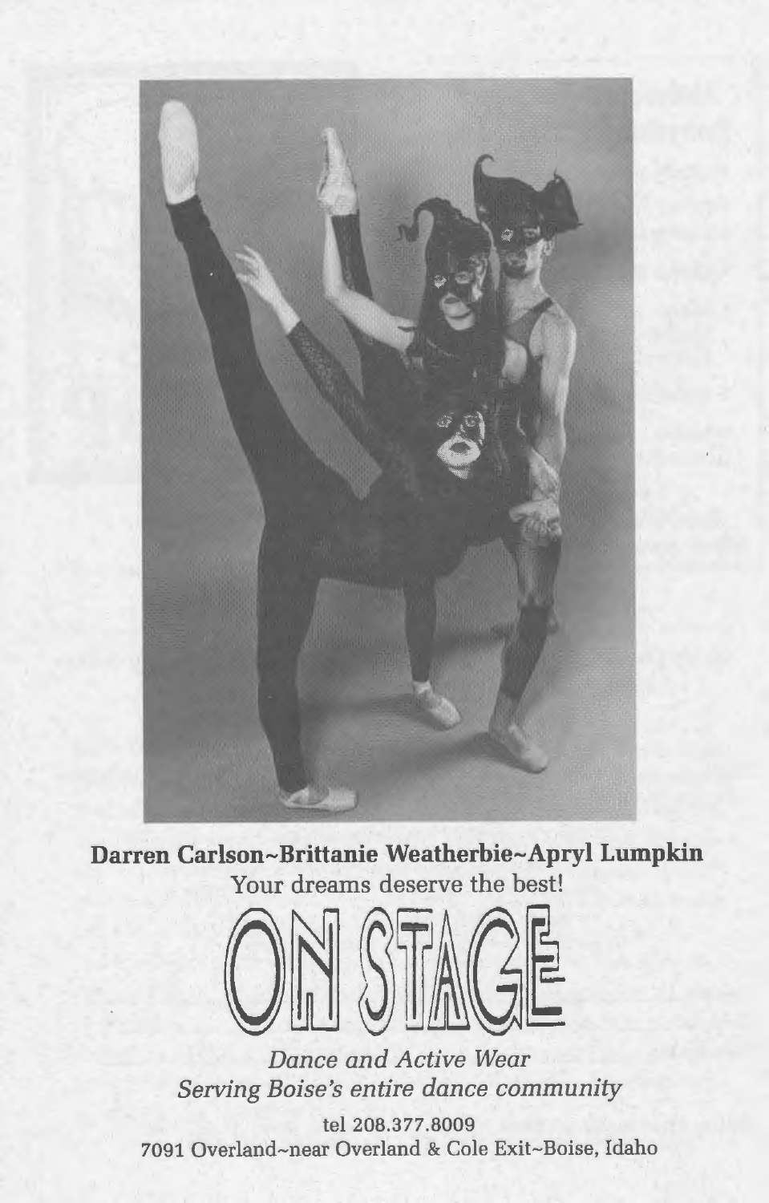**Darren Carlson~Brittanie Weatherbie~Apryl Lumpkin**

Your dreams deserve the best!

# ON STAGE

*Dance and Active Wear*

*Serving Boise's entire dance community*

tel 208.377.8009

7091 Overland~near Overland & Cole Exit~Boise, Idaho